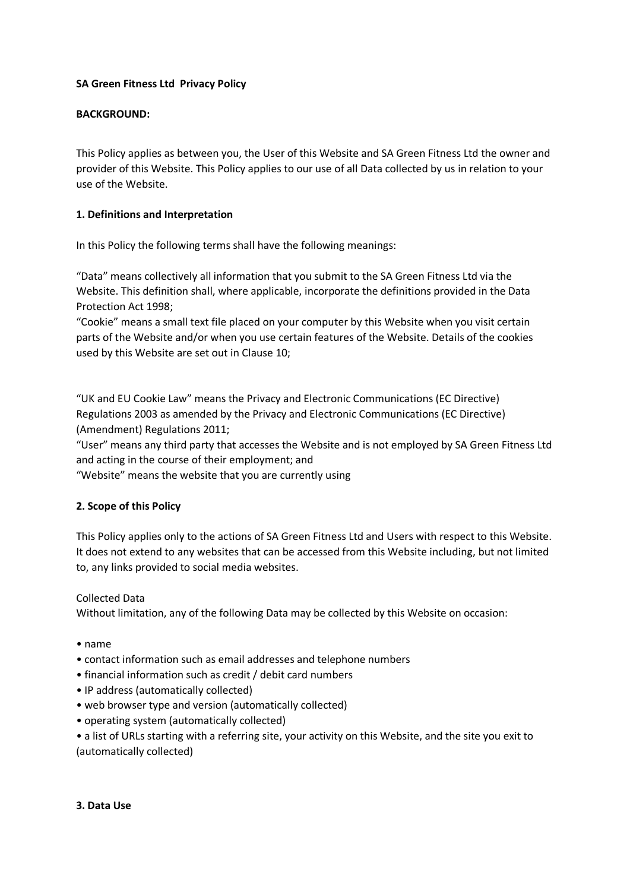**SA Green Fitness Ltd Privacy Policy**

**BACKGROUND:**

This Policy applies as between you, the User of this Website and SA Green Fitness Ltd the owner and provider of this Website. This Policy applies to our use of all Data collected by us in relation to your use of the Website.

**1. Definitions and Interpretation**

In this Policy the following terms shall have the following meanings:

"Data" means collectively all information that you submit to the SA Green Fitness Ltd via the Website. This definition shall, where applicable, incorporate the definitions provided in the Data Protection Act 1998;
"Cookie" means a small text file placed on your computer by this Website when you visit certain parts of the Website and/or when you use certain features of the Website. Details of the cookies used by this Website are set out in Clause 10;

"UK and EU Cookie Law" means the Privacy and Electronic Communications (EC Directive) Regulations 2003 as amended by the Privacy and Electronic Communications (EC Directive) (Amendment) Regulations 2011;
"User" means any third party that accesses the Website and is not employed by SA Green Fitness Ltd and acting in the course of their employment; and
"Website" means the website that you are currently using

**2. Scope of this Policy**

This Policy applies only to the actions of SA Green Fitness Ltd and Users with respect to this Website. It does not extend to any websites that can be accessed from this Website including, but not limited to, any links provided to social media websites.

Collected Data
Without limitation, any of the following Data may be collected by this Website on occasion:

- name
- contact information such as email addresses and telephone numbers
- financial information such as credit / debit card numbers
- IP address (automatically collected)
- web browser type and version (automatically collected)
- operating system (automatically collected)
- a list of URLs starting with a referring site, your activity on this Website, and the site you exit to (automatically collected)

**3. Data Use**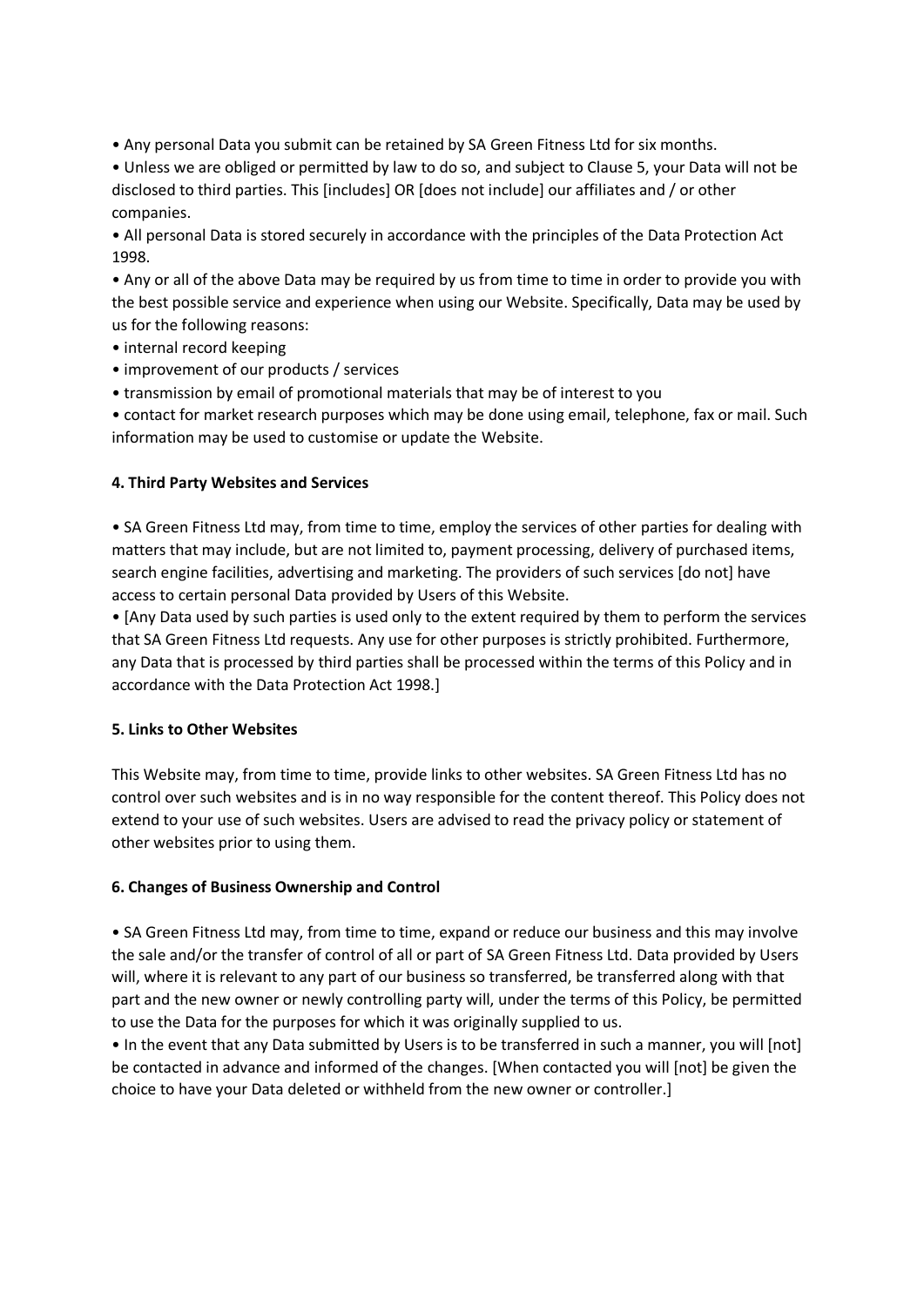- Any personal Data you submit can be retained by SA Green Fitness Ltd for six months.
- Unless we are obliged or permitted by law to do so, and subject to Clause 5, your Data will not be disclosed to third parties. This [includes] OR [does not include] our affiliates and / or other companies.
- All personal Data is stored securely in accordance with the principles of the Data Protection Act 1998.
- Any or all of the above Data may be required by us from time to time in order to provide you with the best possible service and experience when using our Website. Specifically, Data may be used by us for the following reasons:
- internal record keeping
- improvement of our products / services
- transmission by email of promotional materials that may be of interest to you
- contact for market research purposes which may be done using email, telephone, fax or mail. Such information may be used to customise or update the Website.

**4. Third Party Websites and Services**

- SA Green Fitness Ltd may, from time to time, employ the services of other parties for dealing with matters that may include, but are not limited to, payment processing, delivery of purchased items, search engine facilities, advertising and marketing. The providers of such services [do not] have access to certain personal Data provided by Users of this Website.
- [Any Data used by such parties is used only to the extent required by them to perform the services that SA Green Fitness Ltd requests. Any use for other purposes is strictly prohibited. Furthermore, any Data that is processed by third parties shall be processed within the terms of this Policy and in accordance with the Data Protection Act 1998.]

**5. Links to Other Websites**

This Website may, from time to time, provide links to other websites. SA Green Fitness Ltd has no control over such websites and is in no way responsible for the content thereof. This Policy does not extend to your use of such websites. Users are advised to read the privacy policy or statement of other websites prior to using them.

**6. Changes of Business Ownership and Control**

- SA Green Fitness Ltd may, from time to time, expand or reduce our business and this may involve the sale and/or the transfer of control of all or part of SA Green Fitness Ltd. Data provided by Users will, where it is relevant to any part of our business so transferred, be transferred along with that part and the new owner or newly controlling party will, under the terms of this Policy, be permitted to use the Data for the purposes for which it was originally supplied to us.
- In the event that any Data submitted by Users is to be transferred in such a manner, you will [not] be contacted in advance and informed of the changes. [When contacted you will [not] be given the choice to have your Data deleted or withheld from the new owner or controller.]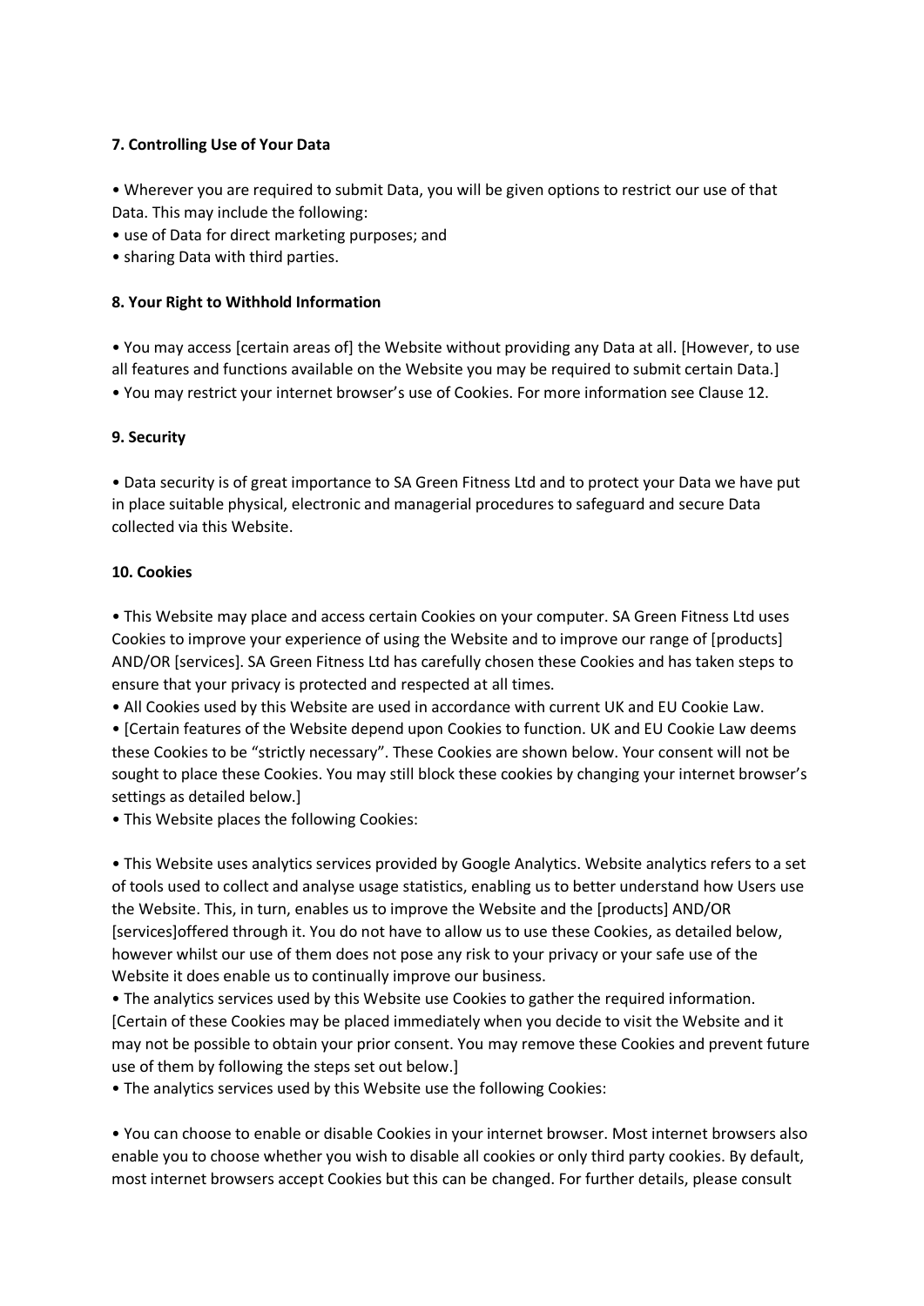**7. Controlling Use of Your Data**

- Wherever you are required to submit Data, you will be given options to restrict our use of that Data. This may include the following:
- use of Data for direct marketing purposes; and
- sharing Data with third parties.

**8. Your Right to Withhold Information**

- You may access [certain areas of] the Website without providing any Data at all. [However, to use all features and functions available on the Website you may be required to submit certain Data.]
- You may restrict your internet browser's use of Cookies. For more information see Clause 12.

**9. Security**

- Data security is of great importance to SA Green Fitness Ltd and to protect your Data we have put in place suitable physical, electronic and managerial procedures to safeguard and secure Data collected via this Website.

**10. Cookies**

- This Website may place and access certain Cookies on your computer. SA Green Fitness Ltd uses Cookies to improve your experience of using the Website and to improve our range of [products] AND/OR [services]. SA Green Fitness Ltd has carefully chosen these Cookies and has taken steps to ensure that your privacy is protected and respected at all times.
- All Cookies used by this Website are used in accordance with current UK and EU Cookie Law.
- [Certain features of the Website depend upon Cookies to function. UK and EU Cookie Law deems these Cookies to be "strictly necessary". These Cookies are shown below. Your consent will not be sought to place these Cookies. You may still block these cookies by changing your internet browser's settings as detailed below.]
- This Website places the following Cookies:

- This Website uses analytics services provided by Google Analytics. Website analytics refers to a set of tools used to collect and analyse usage statistics, enabling us to better understand how Users use the Website. This, in turn, enables us to improve the Website and the [products] AND/OR [services]offered through it. You do not have to allow us to use these Cookies, as detailed below, however whilst our use of them does not pose any risk to your privacy or your safe use of the Website it does enable us to continually improve our business.
- The analytics services used by this Website use Cookies to gather the required information. [Certain of these Cookies may be placed immediately when you decide to visit the Website and it may not be possible to obtain your prior consent. You may remove these Cookies and prevent future use of them by following the steps set out below.]
- The analytics services used by this Website use the following Cookies:

- You can choose to enable or disable Cookies in your internet browser. Most internet browsers also enable you to choose whether you wish to disable all cookies or only third party cookies. By default, most internet browsers accept Cookies but this can be changed. For further details, please consult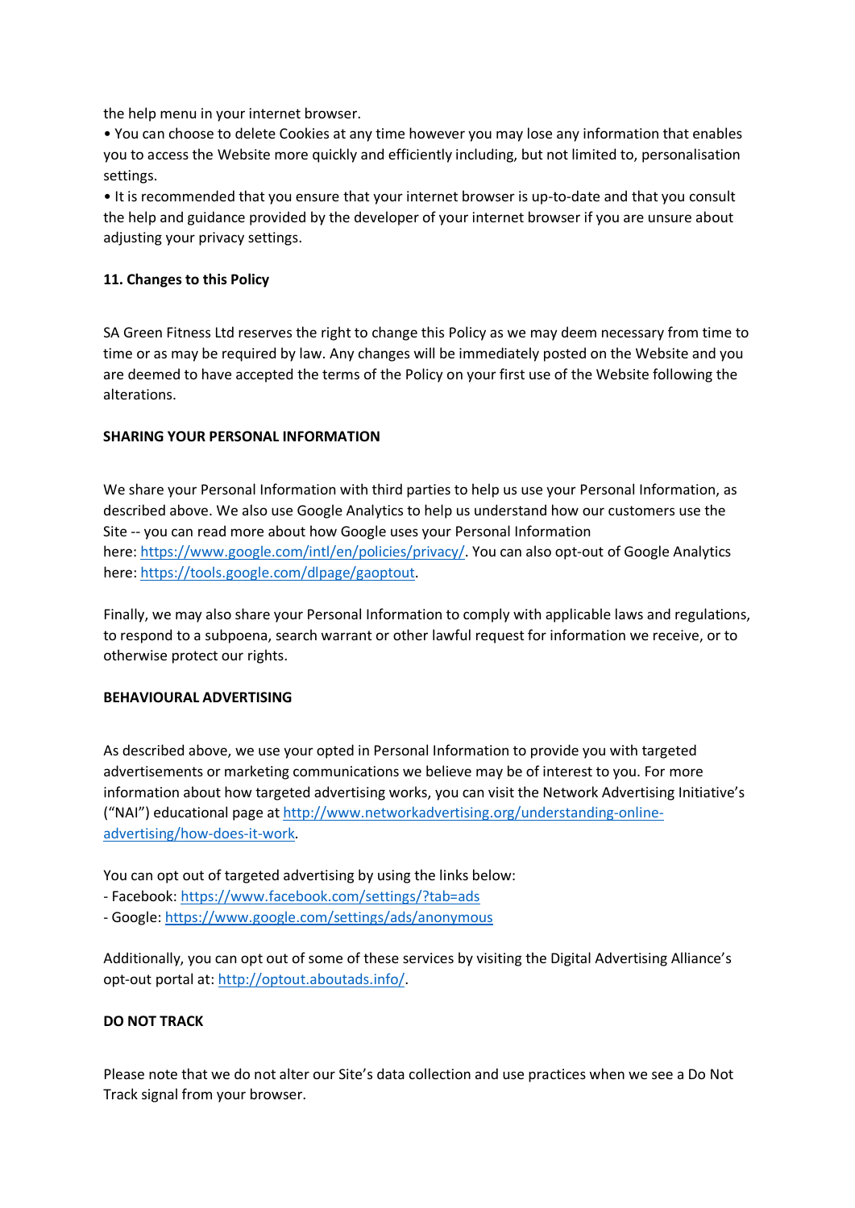the help menu in your internet browser.

- You can choose to delete Cookies at any time however you may lose any information that enables you to access the Website more quickly and efficiently including, but not limited to, personalisation settings.
- It is recommended that you ensure that your internet browser is up-to-date and that you consult the help and guidance provided by the developer of your internet browser if you are unsure about adjusting your privacy settings.

**11. Changes to this Policy**

SA Green Fitness Ltd reserves the right to change this Policy as we may deem necessary from time to time or as may be required by law. Any changes will be immediately posted on the Website and you are deemed to have accepted the terms of the Policy on your first use of the Website following the alterations.

**SHARING YOUR PERSONAL INFORMATION**

We share your Personal Information with third parties to help us use your Personal Information, as described above. We also use Google Analytics to help us understand how our customers use the Site -- you can read more about how Google uses your Personal Information here: https://www.google.com/intl/en/policies/privacy/. You can also opt-out of Google Analytics here: https://tools.google.com/dlpage/gaoptout.

Finally, we may also share your Personal Information to comply with applicable laws and regulations, to respond to a subpoena, search warrant or other lawful request for information we receive, or to otherwise protect our rights.

**BEHAVIOURAL ADVERTISING**

As described above, we use your opted in Personal Information to provide you with targeted advertisements or marketing communications we believe may be of interest to you. For more information about how targeted advertising works, you can visit the Network Advertising Initiative's ("NAI") educational page at http://www.networkadvertising.org/understanding-online-advertising/how-does-it-work.

You can opt out of targeted advertising by using the links below:

- Facebook: https://www.facebook.com/settings/?tab=ads
- Google: https://www.google.com/settings/ads/anonymous

Additionally, you can opt out of some of these services by visiting the Digital Advertising Alliance's opt-out portal at: http://optout.aboutads.info/.

**DO NOT TRACK**

Please note that we do not alter our Site's data collection and use practices when we see a Do Not Track signal from your browser.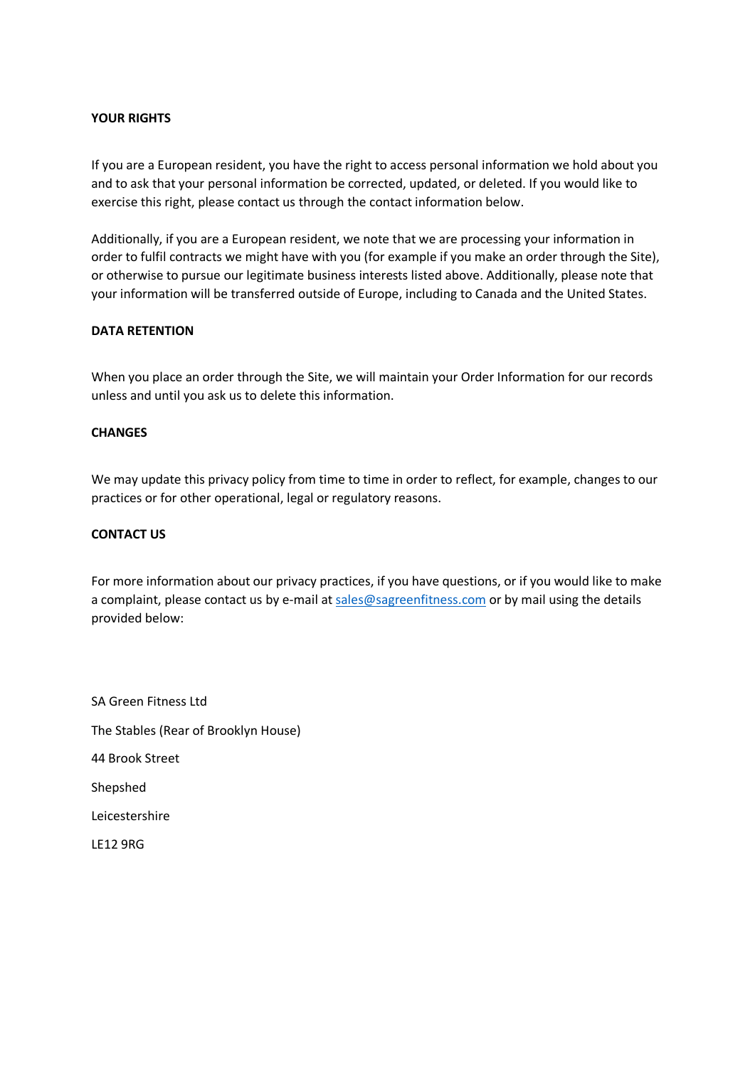**YOUR RIGHTS**

If you are a European resident, you have the right to access personal information we hold about you and to ask that your personal information be corrected, updated, or deleted. If you would like to exercise this right, please contact us through the contact information below.

Additionally, if you are a European resident, we note that we are processing your information in order to fulfil contracts we might have with you (for example if you make an order through the Site), or otherwise to pursue our legitimate business interests listed above. Additionally, please note that your information will be transferred outside of Europe, including to Canada and the United States.

**DATA RETENTION**

When you place an order through the Site, we will maintain your Order Information for our records unless and until you ask us to delete this information.

**CHANGES**

We may update this privacy policy from time to time in order to reflect, for example, changes to our practices or for other operational, legal or regulatory reasons.

**CONTACT US**

For more information about our privacy practices, if you have questions, or if you would like to make a complaint, please contact us by e-mail at sales@sagreenfitness.com or by mail using the details provided below:

SA Green Fitness Ltd

The Stables (Rear of Brooklyn House)

44 Brook Street

Shepshed

Leicestershire

LE12 9RG